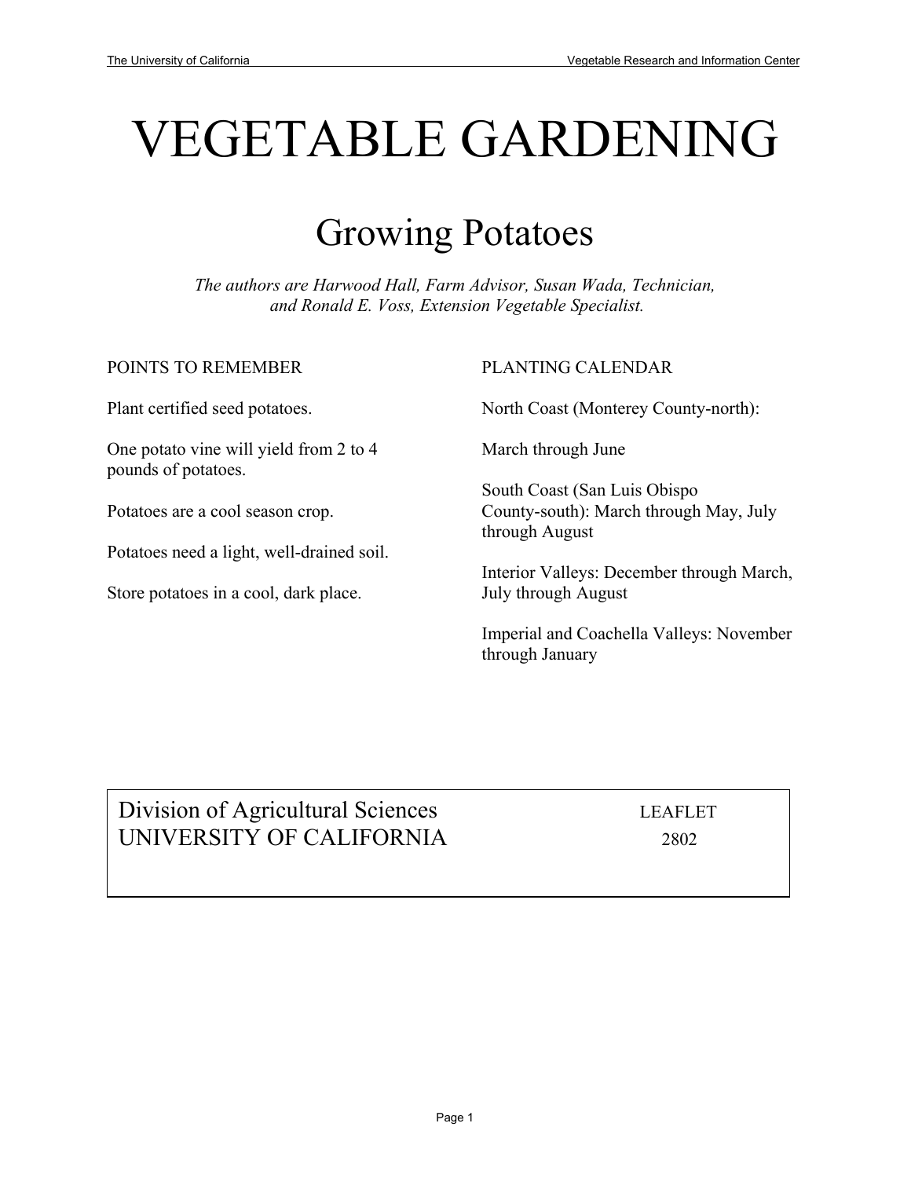# VEGETABLE GARDENING

## Growing Potatoes

*The authors are Harwood Hall, Farm Advisor, Susan Wada, Technician, and Ronald E. Voss, Extension Vegetable Specialist.*

POINTS TO REMEMBER

Plant certified seed potatoes.

One potato vine will yield from 2 to 4 pounds of potatoes.

Potatoes are a cool season crop.

Potatoes need a light, well-drained soil.

Store potatoes in a cool, dark place.

PLANTING CALENDAR

North Coast (Monterey County-north):

March through June

South Coast (San Luis Obispo County-south): March through May, July through August

Interior Valleys: December through March, July through August

Imperial and Coachella Valleys: November through January

Division of Agricultural Sciences
UNIVERSITY OF CALIFORNIA

LEAFLET
2802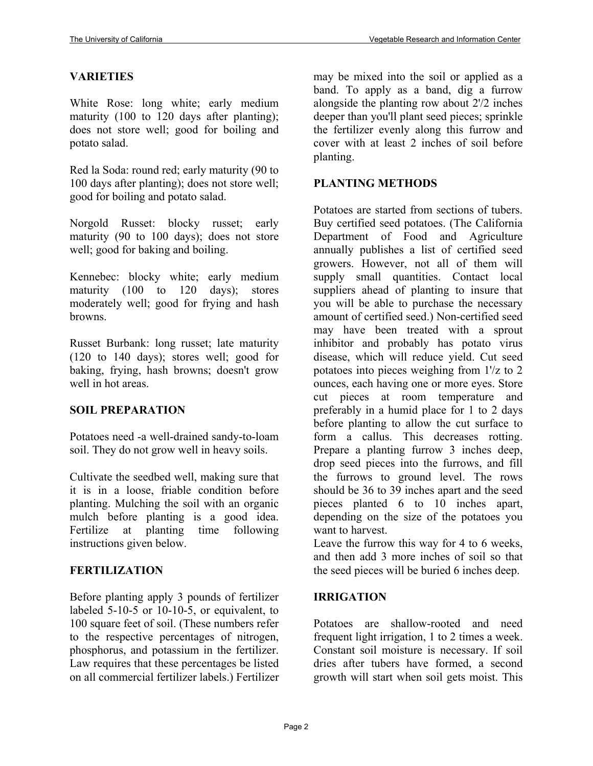## VARIETIES

White Rose: long white; early medium maturity (100 to 120 days after planting); does not store well; good for boiling and potato salad.

Red la Soda: round red; early maturity (90 to 100 days after planting); does not store well; good for boiling and potato salad.

Norgold Russet: blocky russet; early maturity (90 to 100 days); does not store well; good for baking and boiling.

Kennebec: blocky white; early medium maturity (100 to 120 days); stores moderately well; good for frying and hash browns.

Russet Burbank: long russet; late maturity (120 to 140 days); stores well; good for baking, frying, hash browns; doesn't grow well in hot areas.

## SOIL PREPARATION

Potatoes need -a well-drained sandy-to-loam soil. They do not grow well in heavy soils.

Cultivate the seedbed well, making sure that it is in a loose, friable condition before planting. Mulching the soil with an organic mulch before planting is a good idea. Fertilize at planting time following instructions given below.

## FERTILIZATION

Before planting apply 3 pounds of fertilizer labeled 5-10-5 or 10-10-5, or equivalent, to 100 square feet of soil. (These numbers refer to the respective percentages of nitrogen, phosphorus, and potassium in the fertilizer. Law requires that these percentages be listed on all commercial fertilizer labels.) Fertilizer may be mixed into the soil or applied as a band. To apply as a band, dig a furrow alongside the planting row about 2'/2 inches deeper than you'll plant seed pieces; sprinkle the fertilizer evenly along this furrow and cover with at least 2 inches of soil before planting.

## PLANTING METHODS

Potatoes are started from sections of tubers. Buy certified seed potatoes. (The California Department of Food and Agriculture annually publishes a list of certified seed growers. However, not all of them will supply small quantities. Contact local suppliers ahead of planting to insure that you will be able to purchase the necessary amount of certified seed.) Non-certified seed may have been treated with a sprout inhibitor and probably has potato virus disease, which will reduce yield. Cut seed potatoes into pieces weighing from 1'/z to 2 ounces, each having one or more eyes. Store cut pieces at room temperature and preferably in a humid place for 1 to 2 days before planting to allow the cut surface to form a callus. This decreases rotting. Prepare a planting furrow 3 inches deep, drop seed pieces into the furrows, and fill the furrows to ground level. The rows should be 36 to 39 inches apart and the seed pieces planted 6 to 10 inches apart, depending on the size of the potatoes you want to harvest.

Leave the furrow this way for 4 to 6 weeks, and then add 3 more inches of soil so that the seed pieces will be buried 6 inches deep.

## IRRIGATION

Potatoes are shallow-rooted and need frequent light irrigation, 1 to 2 times a week. Constant soil moisture is necessary. If soil dries after tubers have formed, a second growth will start when soil gets moist. This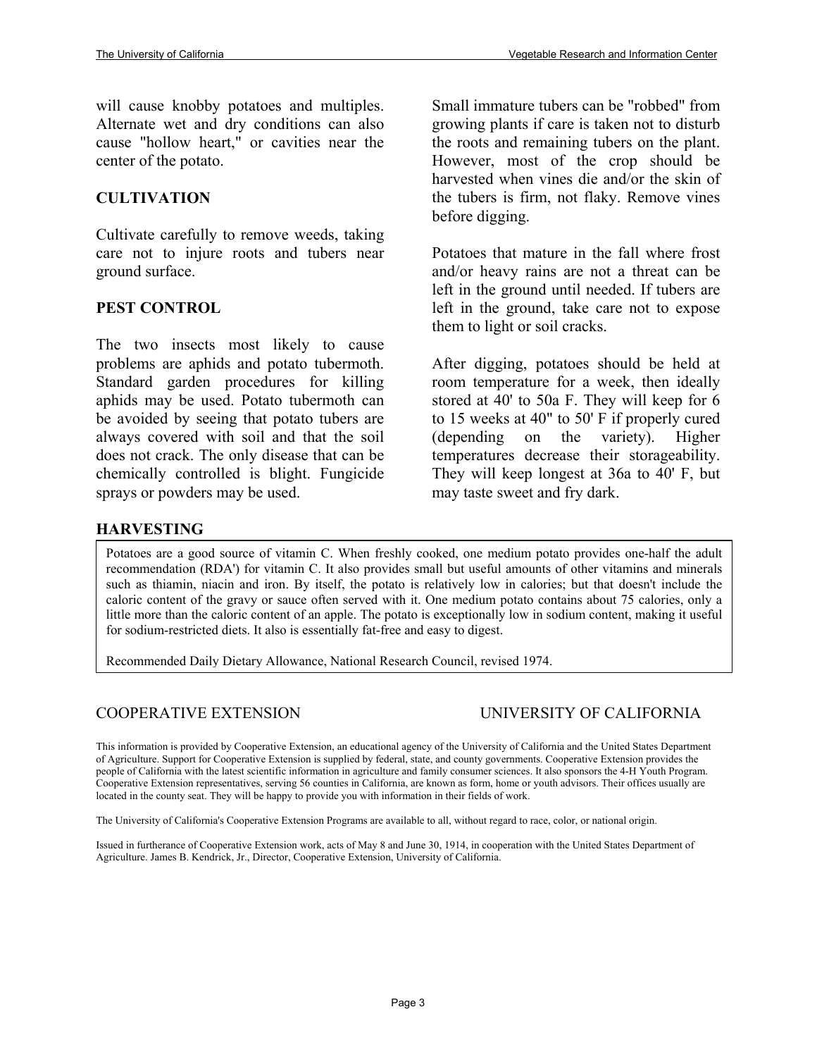will cause knobby potatoes and multiples. Alternate wet and dry conditions can also cause "hollow heart," or cavities near the center of the potato.

## CULTIVATION

Cultivate carefully to remove weeds, taking care not to injure roots and tubers near ground surface.

## PEST CONTROL

The two insects most likely to cause problems are aphids and potato tubermoth. Standard garden procedures for killing aphids may be used. Potato tubermoth can be avoided by seeing that potato tubers are always covered with soil and that the soil does not crack. The only disease that can be chemically controlled is blight. Fungicide sprays or powders may be used.

Small immature tubers can be "robbed" from growing plants if care is taken not to disturb the roots and remaining tubers on the plant. However, most of the crop should be harvested when vines die and/or the skin of the tubers is firm, not flaky. Remove vines before digging.

Potatoes that mature in the fall where frost and/or heavy rains are not a threat can be left in the ground until needed. If tubers are left in the ground, take care not to expose them to light or soil cracks.

After digging, potatoes should be held at room temperature for a week, then ideally stored at 40' to 50a F. They will keep for 6 to 15 weeks at 40" to 50' F if properly cured (depending on the variety). Higher temperatures decrease their storageability. They will keep longest at 36a to 40' F, but may taste sweet and fry dark.

## HARVESTING

Potatoes are a good source of vitamin C. When freshly cooked, one medium potato provides one-half the adult recommendation (RDA') for vitamin C. It also provides small but useful amounts of other vitamins and minerals such as thiamin, niacin and iron. By itself, the potato is relatively low in calories; but that doesn't include the caloric content of the gravy or sauce often served with it. One medium potato contains about 75 calories, only a little more than the caloric content of an apple. The potato is exceptionally low in sodium content, making it useful for sodium-restricted diets. It also is essentially fat-free and easy to digest.

Recommended Daily Dietary Allowance, National Research Council, revised 1974.

COOPERATIVE EXTENSION UNIVERSITY OF CALIFORNIA

This information is provided by Cooperative Extension, an educational agency of the University of California and the United States Department of Agriculture. Support for Cooperative Extension is supplied by federal, state, and county governments. Cooperative Extension provides the people of California with the latest scientific information in agriculture and family consumer sciences. It also sponsors the 4-H Youth Program. Cooperative Extension representatives, serving 56 counties in California, are known as form, home or youth advisors. Their offices usually are located in the county seat. They will be happy to provide you with information in their fields of work.

The University of California's Cooperative Extension Programs are available to all, without regard to race, color, or national origin.

Issued in furtherance of Cooperative Extension work, acts of May 8 and June 30, 1914, in cooperation with the United States Department of Agriculture. James B. Kendrick, Jr., Director, Cooperative Extension, University of California.